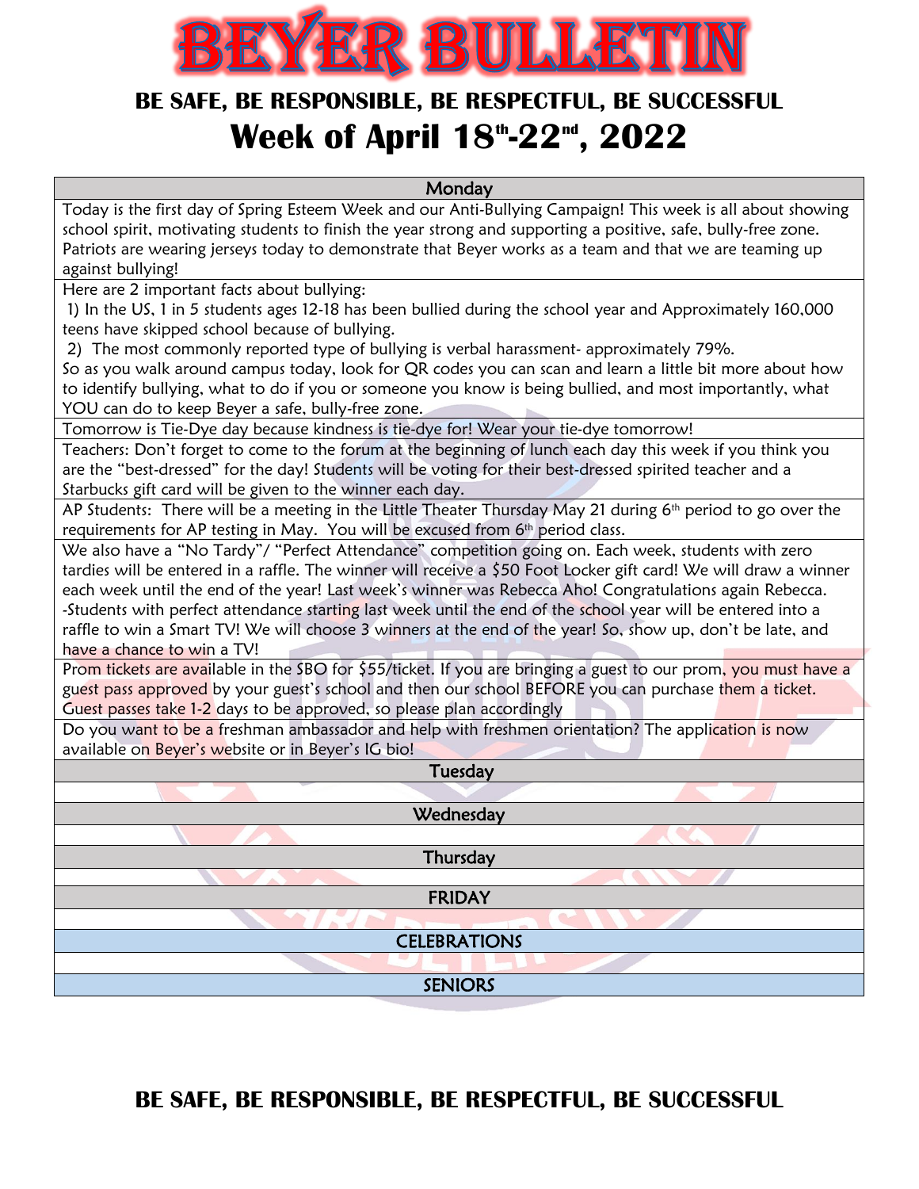# BEYER BULLETIN

## BE SAFE, BE RESPONSIBLE, BE RESPECTFUL, BE SUCCESSFUL

# Week of April 18th-22nd, 2022

### Monday

Today is the first day of Spring Esteem Week and our Anti-Bullying Campaign! This week is all about showing school spirit, motivating students to finish the year strong and supporting a positive, safe, bully-free zone. Patriots are wearing jerseys today to demonstrate that Beyer works as a team and that we are teaming up against bullying!

Here are 2 important facts about bullying:

1) In the US, 1 in 5 students ages 12-18 has been bullied during the school year and Approximately 160,000 teens have skipped school because of bullying.

2) The most commonly reported type of bullying is verbal harassment- approximately 79%.

So as you walk around campus today, look for QR codes you can scan and learn a little bit more about how to identify bullying, what to do if you or someone you know is being bullied, and most importantly, what YOU can do to keep Beyer a safe, bully-free zone.

Tomorrow is Tie-Dye day because kindness is tie-dye for! Wear your tie-dye tomorrow!

Teachers: Don't forget to come to the forum at the beginning of lunch each day this week if you think you are the "best-dressed" for the day! Students will be voting for their best-dressed spirited teacher and a Starbucks gift card will be given to the winner each day.

AP Students: There will be a meeting in the Little Theater Thursday May 21 during 6th period to go over the requirements for AP testing in May. You will be excused from 6th period class.

We also have a "No Tardy"/ "Perfect Attendance" competition going on. Each week, students with zero tardies will be entered in a raffle. The winner will receive a $50 Foot Locker gift card! We will draw a winner each week until the end of the year! Last week's winner was Rebecca Aho! Congratulations again Rebecca.

-Students with perfect attendance starting last week until the end of the school year will be entered into a raffle to win a Smart TV! We will choose 3 winners at the end of the year! So, show up, don't be late, and have a chance to win a TV!

Prom tickets are available in the SBO for $55/ticket. If you are bringing a guest to our prom, you must have a guest pass approved by your guest's school and then our school BEFORE you can purchase them a ticket. Guest passes take 1-2 days to be approved, so please plan accordingly

Do you want to be a freshman ambassador and help with freshmen orientation? The application is now available on Beyer's website or in Beyer's IG bio!

### Tuesday

### Wednesday

### Thursday

### FRIDAY

### CELEBRATIONS

### SENIORS

## BE SAFE, BE RESPONSIBLE, BE RESPECTFUL, BE SUCCESSFUL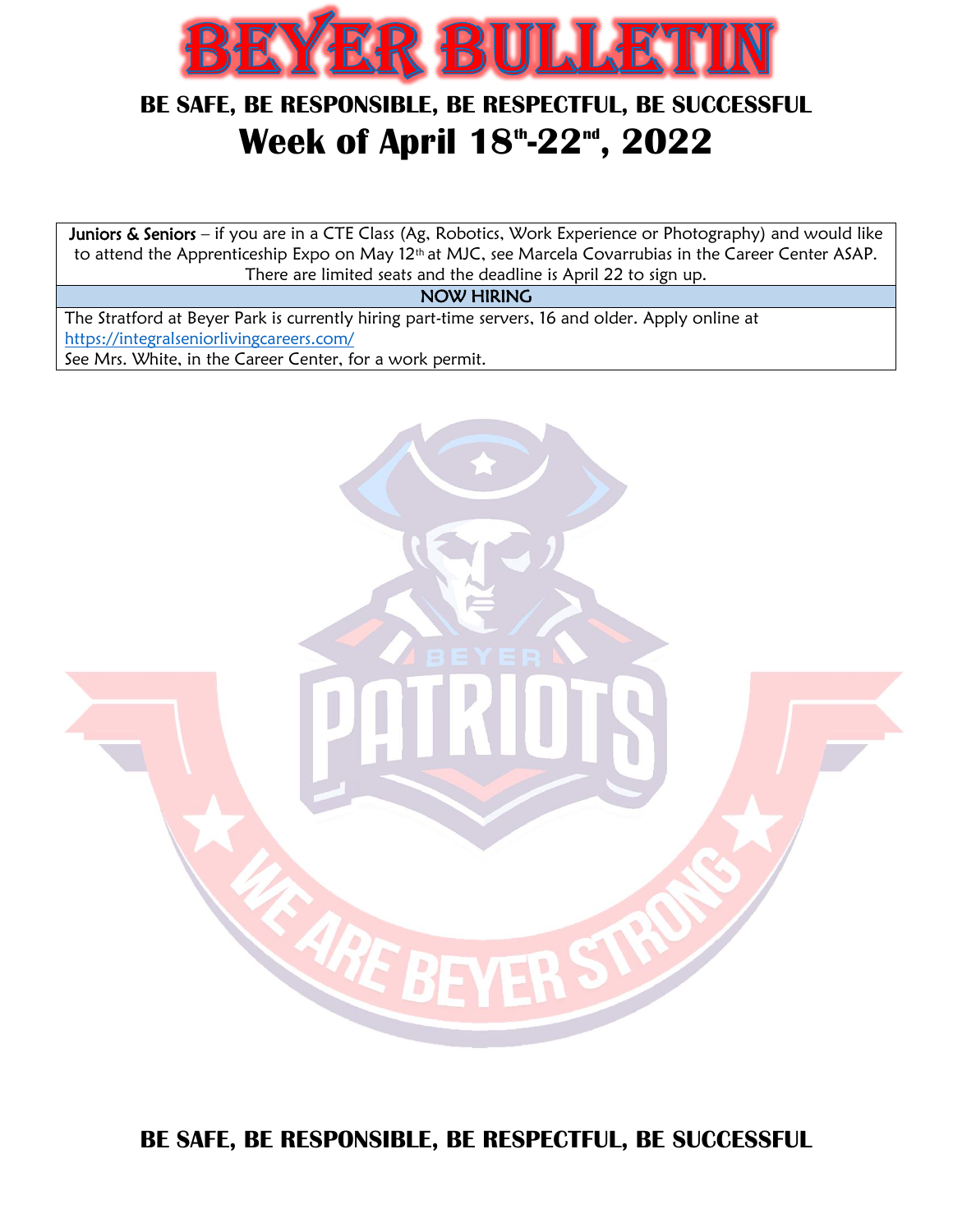# BEYER BULLETIN

## BE SAFE, BE RESPONSIBLE, BE RESPECTFUL, BE SUCCESSFUL

# Week of April 18th-22nd, 2022

| |
|---|
| **Juniors & Seniors** – if you are in a CTE Class (Ag, Robotics, Work Experience or Photography) and would like to attend the Apprenticeship Expo on May 12th at MJC, see Marcela Covarrubias in the Career Center ASAP. There are limited seats and the deadline is April 22 to sign up. |
| NOW HIRING |
| The Stratford at Beyer Park is currently hiring part-time servers, 16 and older. Apply online at https://integralseniorlivingcareers.com/<br>See Mrs. White, in the Career Center, for a work permit. |

BEYER PATRIOTS

WE ARE BEYER STRONG

## BE SAFE, BE RESPONSIBLE, BE RESPECTFUL, BE SUCCESSFUL